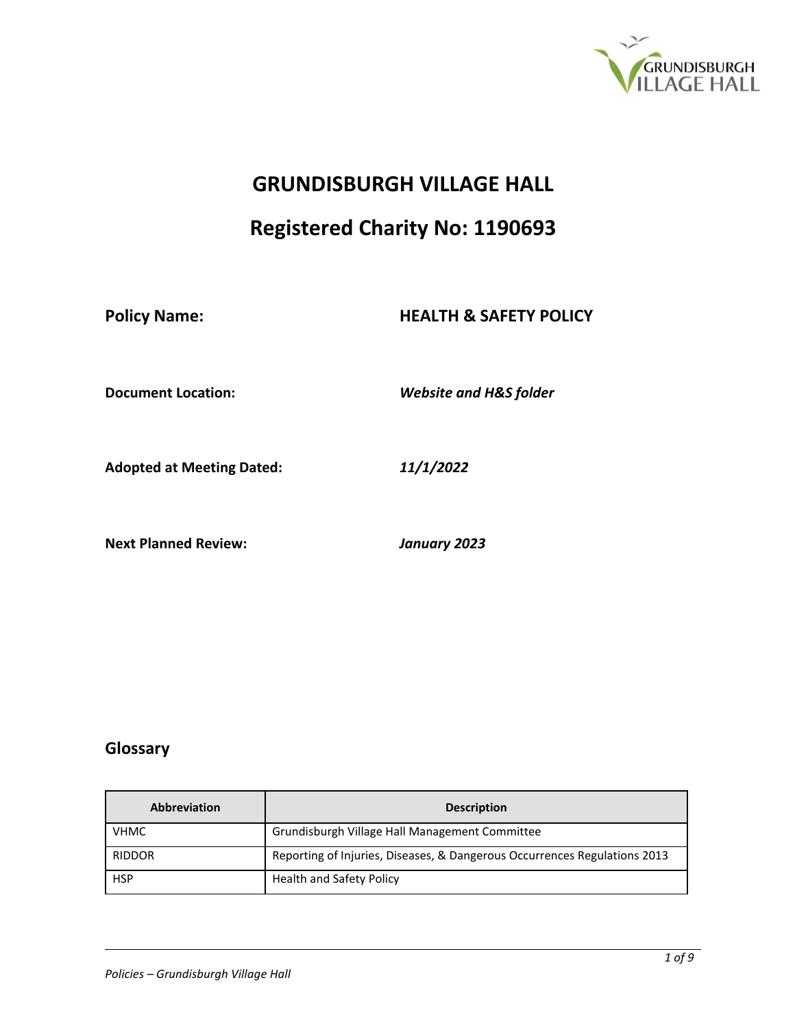# GRUNDISBURGH VILLAGE HALL

## Registered Charity No: 1190693

**Policy Name:** **HEALTH & SAFETY POLICY**

**Document Location:** ***Website and H&S folder***

**Adopted at Meeting Dated:** ***11/1/2022***

**Next Planned Review:** ***January 2023***

## Glossary

| Abbreviation | Description |
|---|---|
| VHMC | Grundisburgh Village Hall Management Committee |
| RIDDOR | Reporting of Injuries, Diseases, & Dangerous Occurrences Regulations 2013 |
| HSP | Health and Safety Policy |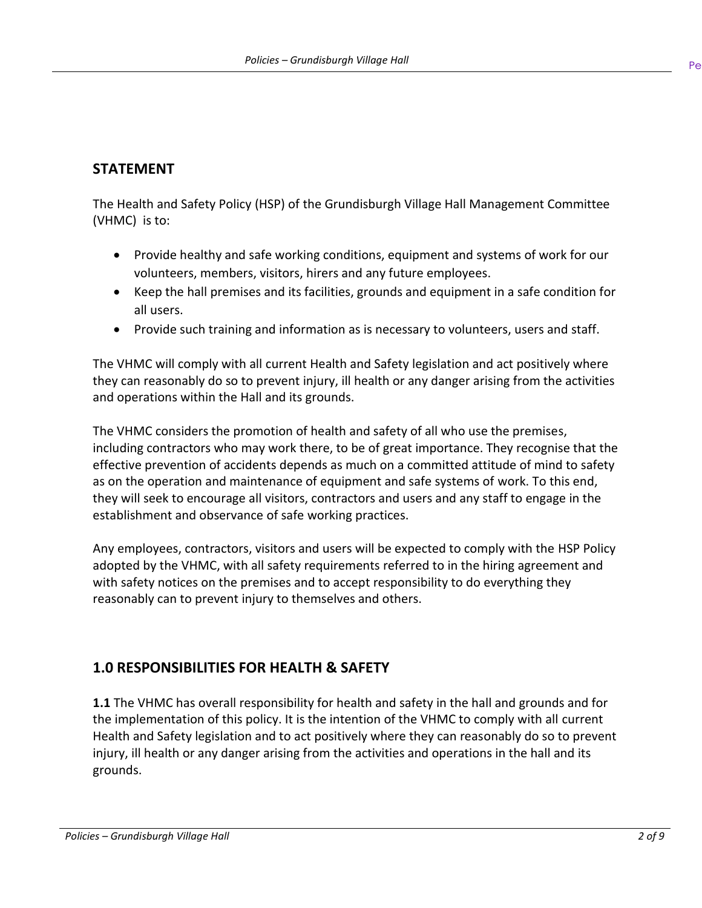## STATEMENT

The Health and Safety Policy (HSP) of the Grundisburgh Village Hall Management Committee (VHMC) is to:

- Provide healthy and safe working conditions, equipment and systems of work for our volunteers, members, visitors, hirers and any future employees.
- Keep the hall premises and its facilities, grounds and equipment in a safe condition for all users.
- Provide such training and information as is necessary to volunteers, users and staff.

The VHMC will comply with all current Health and Safety legislation and act positively where they can reasonably do so to prevent injury, ill health or any danger arising from the activities and operations within the Hall and its grounds.

The VHMC considers the promotion of health and safety of all who use the premises, including contractors who may work there, to be of great importance. They recognise that the effective prevention of accidents depends as much on a committed attitude of mind to safety as on the operation and maintenance of equipment and safe systems of work. To this end, they will seek to encourage all visitors, contractors and users and any staff to engage in the establishment and observance of safe working practices.

Any employees, contractors, visitors and users will be expected to comply with the HSP Policy adopted by the VHMC, with all safety requirements referred to in the hiring agreement and with safety notices on the premises and to accept responsibility to do everything they reasonably can to prevent injury to themselves and others.

## 1.0 RESPONSIBILITIES FOR HEALTH & SAFETY

**1.1** The VHMC has overall responsibility for health and safety in the hall and grounds and for the implementation of this policy. It is the intention of the VHMC to comply with all current Health and Safety legislation and to act positively where they can reasonably do so to prevent injury, ill health or any danger arising from the activities and operations in the hall and its grounds.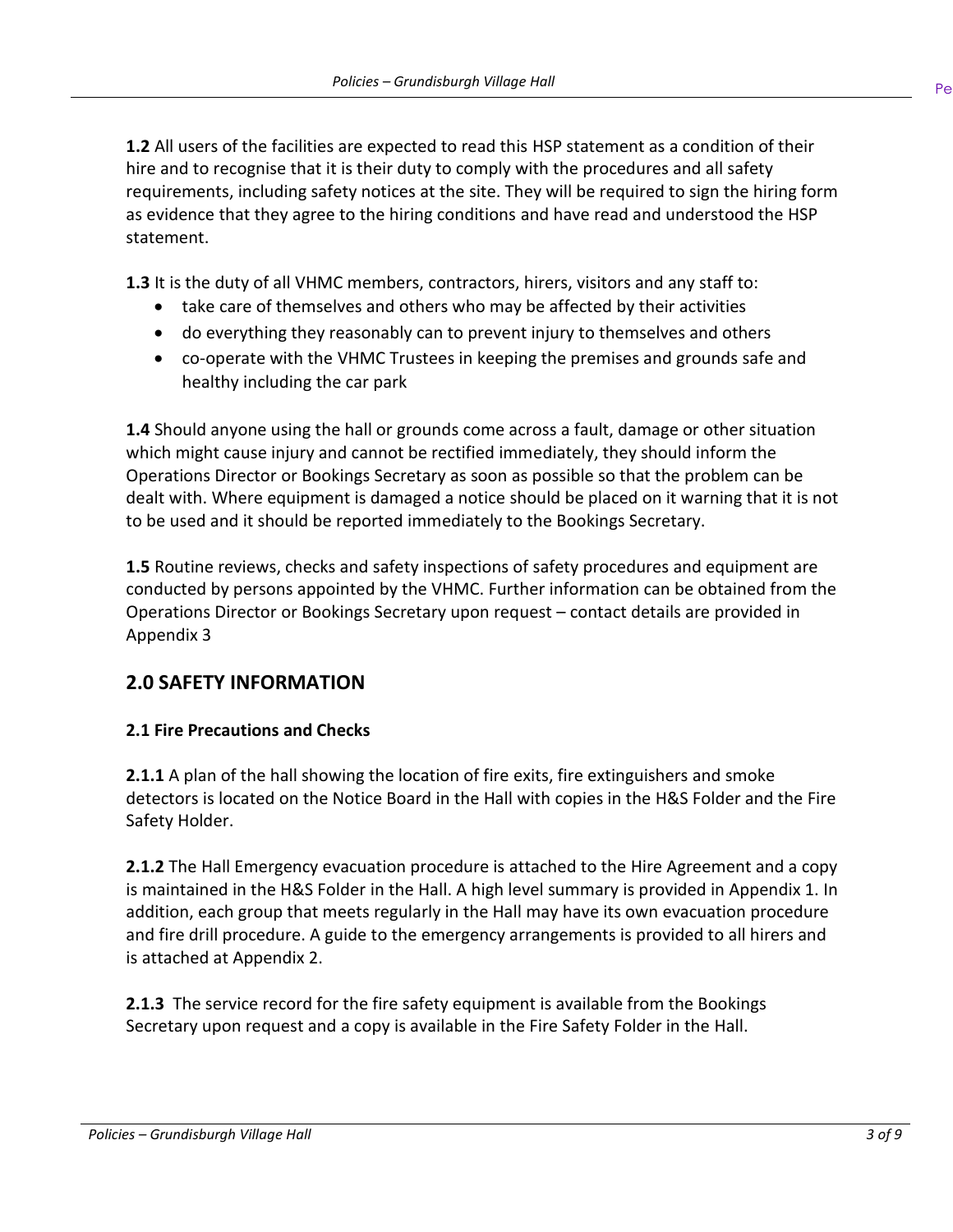**1.2** All users of the facilities are expected to read this HSP statement as a condition of their hire and to recognise that it is their duty to comply with the procedures and all safety requirements, including safety notices at the site. They will be required to sign the hiring form as evidence that they agree to the hiring conditions and have read and understood the HSP statement.

**1.3** It is the duty of all VHMC members, contractors, hirers, visitors and any staff to:

- take care of themselves and others who may be affected by their activities
- do everything they reasonably can to prevent injury to themselves and others
- co-operate with the VHMC Trustees in keeping the premises and grounds safe and healthy including the car park

**1.4** Should anyone using the hall or grounds come across a fault, damage or other situation which might cause injury and cannot be rectified immediately, they should inform the Operations Director or Bookings Secretary as soon as possible so that the problem can be dealt with. Where equipment is damaged a notice should be placed on it warning that it is not to be used and it should be reported immediately to the Bookings Secretary.

**1.5** Routine reviews, checks and safety inspections of safety procedures and equipment are conducted by persons appointed by the VHMC. Further information can be obtained from the Operations Director or Bookings Secretary upon request – contact details are provided in Appendix 3

## 2.0 SAFETY INFORMATION

### 2.1 Fire Precautions and Checks

**2.1.1** A plan of the hall showing the location of fire exits, fire extinguishers and smoke detectors is located on the Notice Board in the Hall with copies in the H&S Folder and the Fire Safety Holder.

**2.1.2** The Hall Emergency evacuation procedure is attached to the Hire Agreement and a copy is maintained in the H&S Folder in the Hall. A high level summary is provided in Appendix 1. In addition, each group that meets regularly in the Hall may have its own evacuation procedure and fire drill procedure. A guide to the emergency arrangements is provided to all hirers and is attached at Appendix 2.

**2.1.3** The service record for the fire safety equipment is available from the Bookings Secretary upon request and a copy is available in the Fire Safety Folder in the Hall.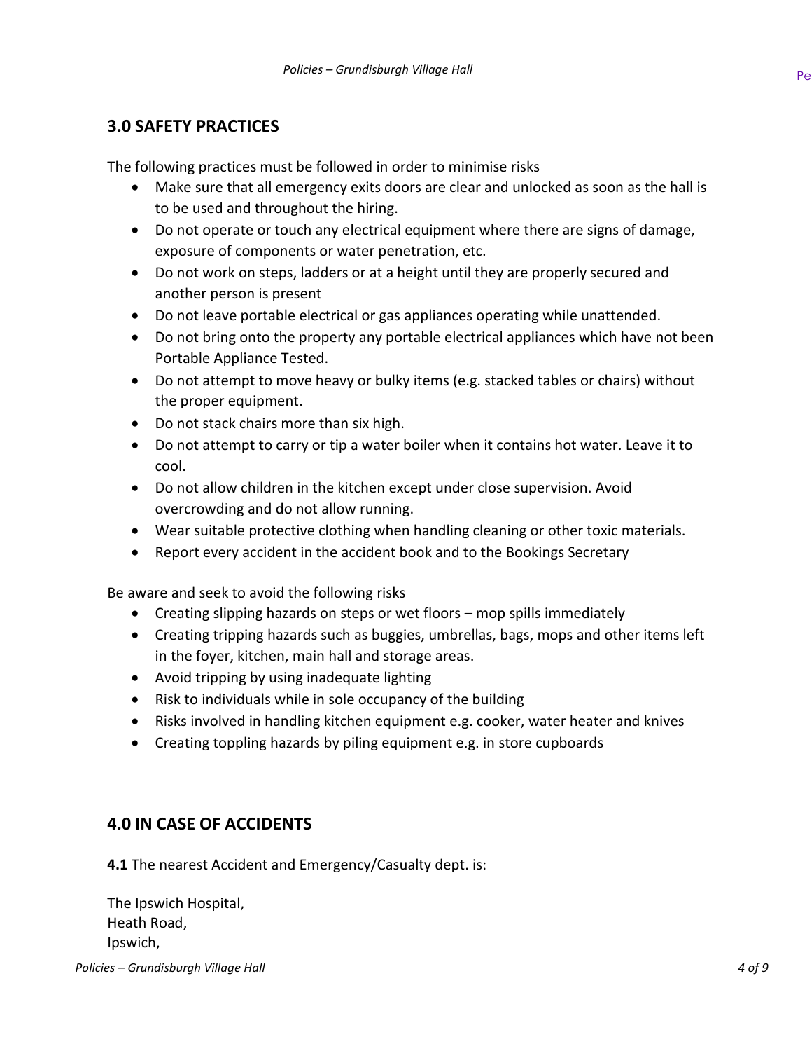## 3.0 SAFETY PRACTICES

The following practices must be followed in order to minimise risks

- Make sure that all emergency exits doors are clear and unlocked as soon as the hall is to be used and throughout the hiring.
- Do not operate or touch any electrical equipment where there are signs of damage, exposure of components or water penetration, etc.
- Do not work on steps, ladders or at a height until they are properly secured and another person is present
- Do not leave portable electrical or gas appliances operating while unattended.
- Do not bring onto the property any portable electrical appliances which have not been Portable Appliance Tested.
- Do not attempt to move heavy or bulky items (e.g. stacked tables or chairs) without the proper equipment.
- Do not stack chairs more than six high.
- Do not attempt to carry or tip a water boiler when it contains hot water. Leave it to cool.
- Do not allow children in the kitchen except under close supervision. Avoid overcrowding and do not allow running.
- Wear suitable protective clothing when handling cleaning or other toxic materials.
- Report every accident in the accident book and to the Bookings Secretary

Be aware and seek to avoid the following risks

- Creating slipping hazards on steps or wet floors – mop spills immediately
- Creating tripping hazards such as buggies, umbrellas, bags, mops and other items left in the foyer, kitchen, main hall and storage areas.
- Avoid tripping by using inadequate lighting
- Risk to individuals while in sole occupancy of the building
- Risks involved in handling kitchen equipment e.g. cooker, water heater and knives
- Creating toppling hazards by piling equipment e.g. in store cupboards

## 4.0 IN CASE OF ACCIDENTS

**4.1** The nearest Accident and Emergency/Casualty dept. is:

The Ipswich Hospital,  
Heath Road,  
Ipswich,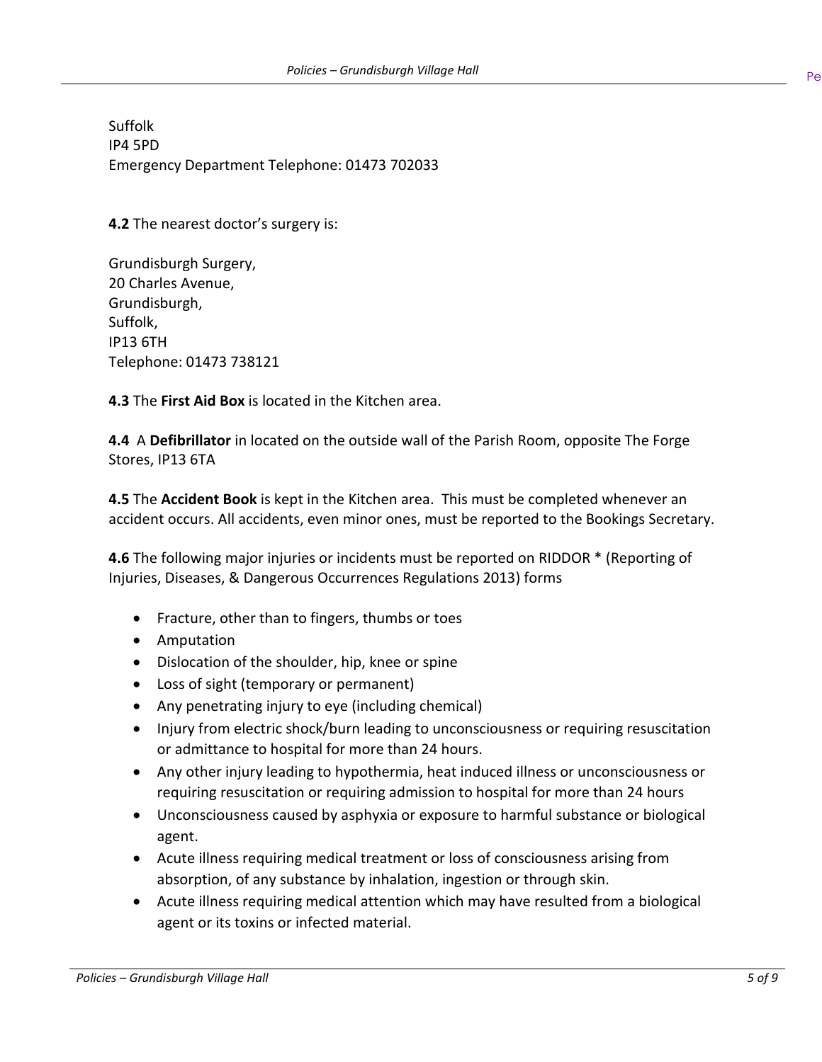Suffolk
IP4 5PD
Emergency Department Telephone: 01473 702033

**4.2** The nearest doctor's surgery is:

Grundisburgh Surgery,
20 Charles Avenue,
Grundisburgh,
Suffolk,
IP13 6TH
Telephone: 01473 738121

**4.3** The **First Aid Box** is located in the Kitchen area.

**4.4** A **Defibrillator** in located on the outside wall of the Parish Room, opposite The Forge Stores, IP13 6TA

**4.5** The **Accident Book** is kept in the Kitchen area. This must be completed whenever an accident occurs. All accidents, even minor ones, must be reported to the Bookings Secretary.

**4.6** The following major injuries or incidents must be reported on RIDDOR * (Reporting of Injuries, Diseases, & Dangerous Occurrences Regulations 2013) forms

- Fracture, other than to fingers, thumbs or toes
- Amputation
- Dislocation of the shoulder, hip, knee or spine
- Loss of sight (temporary or permanent)
- Any penetrating injury to eye (including chemical)
- Injury from electric shock/burn leading to unconsciousness or requiring resuscitation or admittance to hospital for more than 24 hours.
- Any other injury leading to hypothermia, heat induced illness or unconsciousness or requiring resuscitation or requiring admission to hospital for more than 24 hours
- Unconsciousness caused by asphyxia or exposure to harmful substance or biological agent.
- Acute illness requiring medical treatment or loss of consciousness arising from absorption, of any substance by inhalation, ingestion or through skin.
- Acute illness requiring medical attention which may have resulted from a biological agent or its toxins or infected material.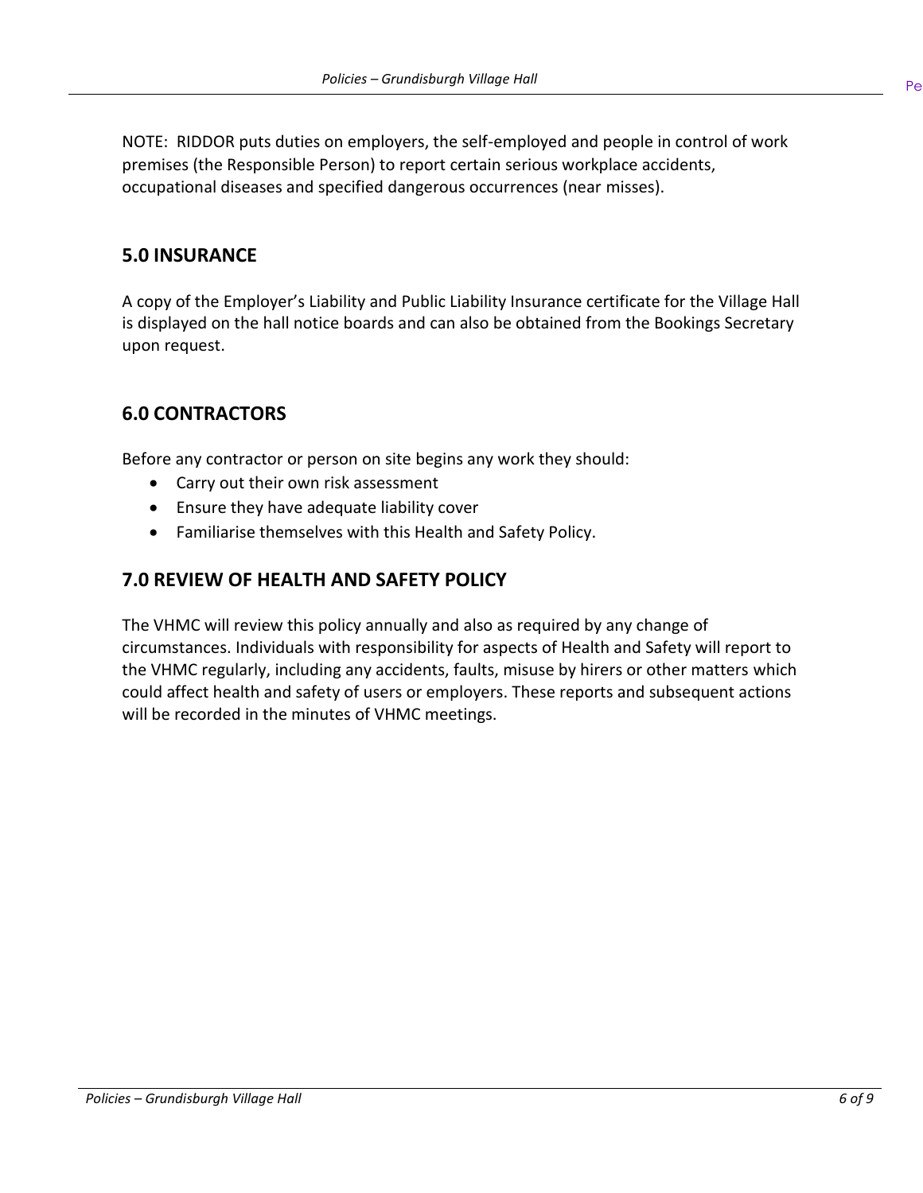NOTE: RIDDOR puts duties on employers, the self-employed and people in control of work premises (the Responsible Person) to report certain serious workplace accidents, occupational diseases and specified dangerous occurrences (near misses).

## 5.0 INSURANCE

A copy of the Employer's Liability and Public Liability Insurance certificate for the Village Hall is displayed on the hall notice boards and can also be obtained from the Bookings Secretary upon request.

## 6.0 CONTRACTORS

Before any contractor or person on site begins any work they should:

- Carry out their own risk assessment
- Ensure they have adequate liability cover
- Familiarise themselves with this Health and Safety Policy.

## 7.0 REVIEW OF HEALTH AND SAFETY POLICY

The VHMC will review this policy annually and also as required by any change of circumstances. Individuals with responsibility for aspects of Health and Safety will report to the VHMC regularly, including any accidents, faults, misuse by hirers or other matters which could affect health and safety of users or employers. These reports and subsequent actions will be recorded in the minutes of VHMC meetings.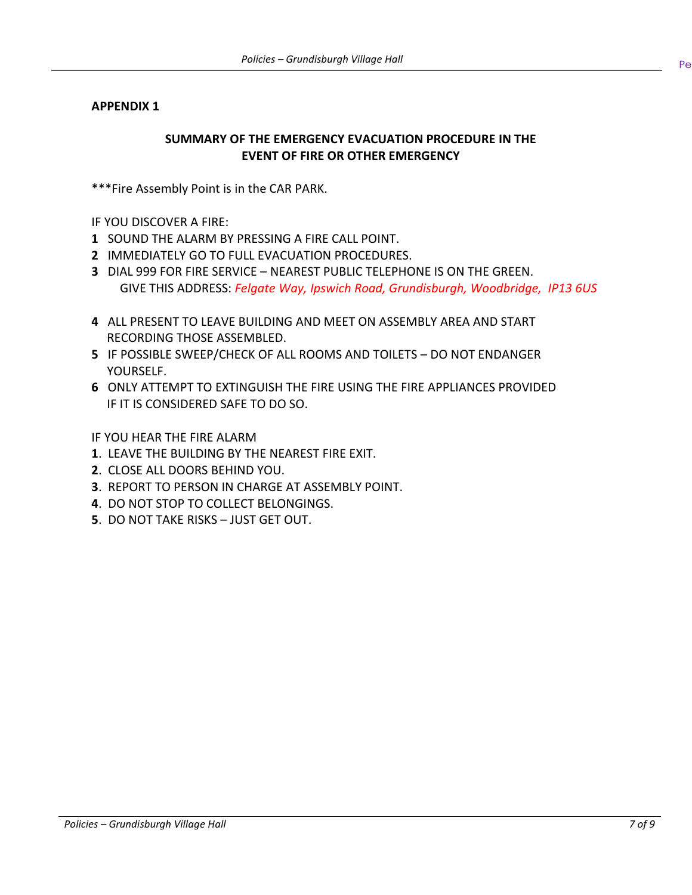**APPENDIX 1**

## SUMMARY OF THE EMERGENCY EVACUATION PROCEDURE IN THE EVENT OF FIRE OR OTHER EMERGENCY

***Fire Assembly Point is in the CAR PARK.

IF YOU DISCOVER A FIRE:

**1** SOUND THE ALARM BY PRESSING A FIRE CALL POINT.
**2** IMMEDIATELY GO TO FULL EVACUATION PROCEDURES.
**3** DIAL 999 FOR FIRE SERVICE – NEAREST PUBLIC TELEPHONE IS ON THE GREEN.
GIVE THIS ADDRESS: *Felgate Way, Ipswich Road, Grundisburgh, Woodbridge, IP13 6US*

**4** ALL PRESENT TO LEAVE BUILDING AND MEET ON ASSEMBLY AREA AND START RECORDING THOSE ASSEMBLED.
**5** IF POSSIBLE SWEEP/CHECK OF ALL ROOMS AND TOILETS – DO NOT ENDANGER YOURSELF.
**6** ONLY ATTEMPT TO EXTINGUISH THE FIRE USING THE FIRE APPLIANCES PROVIDED IF IT IS CONSIDERED SAFE TO DO SO.

IF YOU HEAR THE FIRE ALARM

**1**. LEAVE THE BUILDING BY THE NEAREST FIRE EXIT.
**2**. CLOSE ALL DOORS BEHIND YOU.
**3**. REPORT TO PERSON IN CHARGE AT ASSEMBLY POINT.
**4**. DO NOT STOP TO COLLECT BELONGINGS.
**5**. DO NOT TAKE RISKS – JUST GET OUT.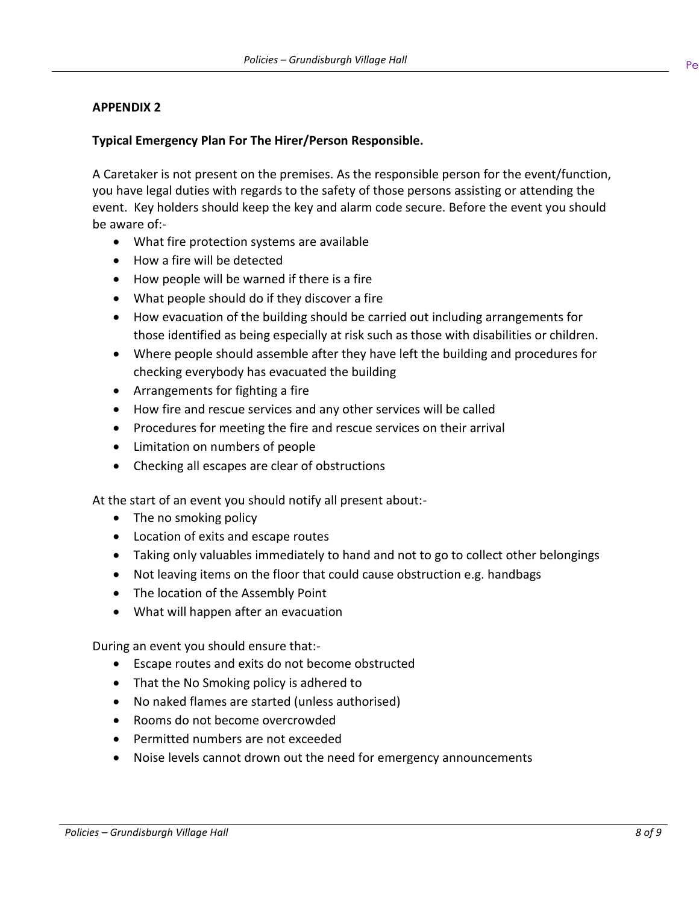**APPENDIX 2**

**Typical Emergency Plan For The Hirer/Person Responsible.**

A Caretaker is not present on the premises. As the responsible person for the event/function, you have legal duties with regards to the safety of those persons assisting or attending the event. Key holders should keep the key and alarm code secure. Before the event you should be aware of:-

- What fire protection systems are available
- How a fire will be detected
- How people will be warned if there is a fire
- What people should do if they discover a fire
- How evacuation of the building should be carried out including arrangements for those identified as being especially at risk such as those with disabilities or children.
- Where people should assemble after they have left the building and procedures for checking everybody has evacuated the building
- Arrangements for fighting a fire
- How fire and rescue services and any other services will be called
- Procedures for meeting the fire and rescue services on their arrival
- Limitation on numbers of people
- Checking all escapes are clear of obstructions

At the start of an event you should notify all present about:-

- The no smoking policy
- Location of exits and escape routes
- Taking only valuables immediately to hand and not to go to collect other belongings
- Not leaving items on the floor that could cause obstruction e.g. handbags
- The location of the Assembly Point
- What will happen after an evacuation

During an event you should ensure that:-

- Escape routes and exits do not become obstructed
- That the No Smoking policy is adhered to
- No naked flames are started (unless authorised)
- Rooms do not become overcrowded
- Permitted numbers are not exceeded
- Noise levels cannot drown out the need for emergency announcements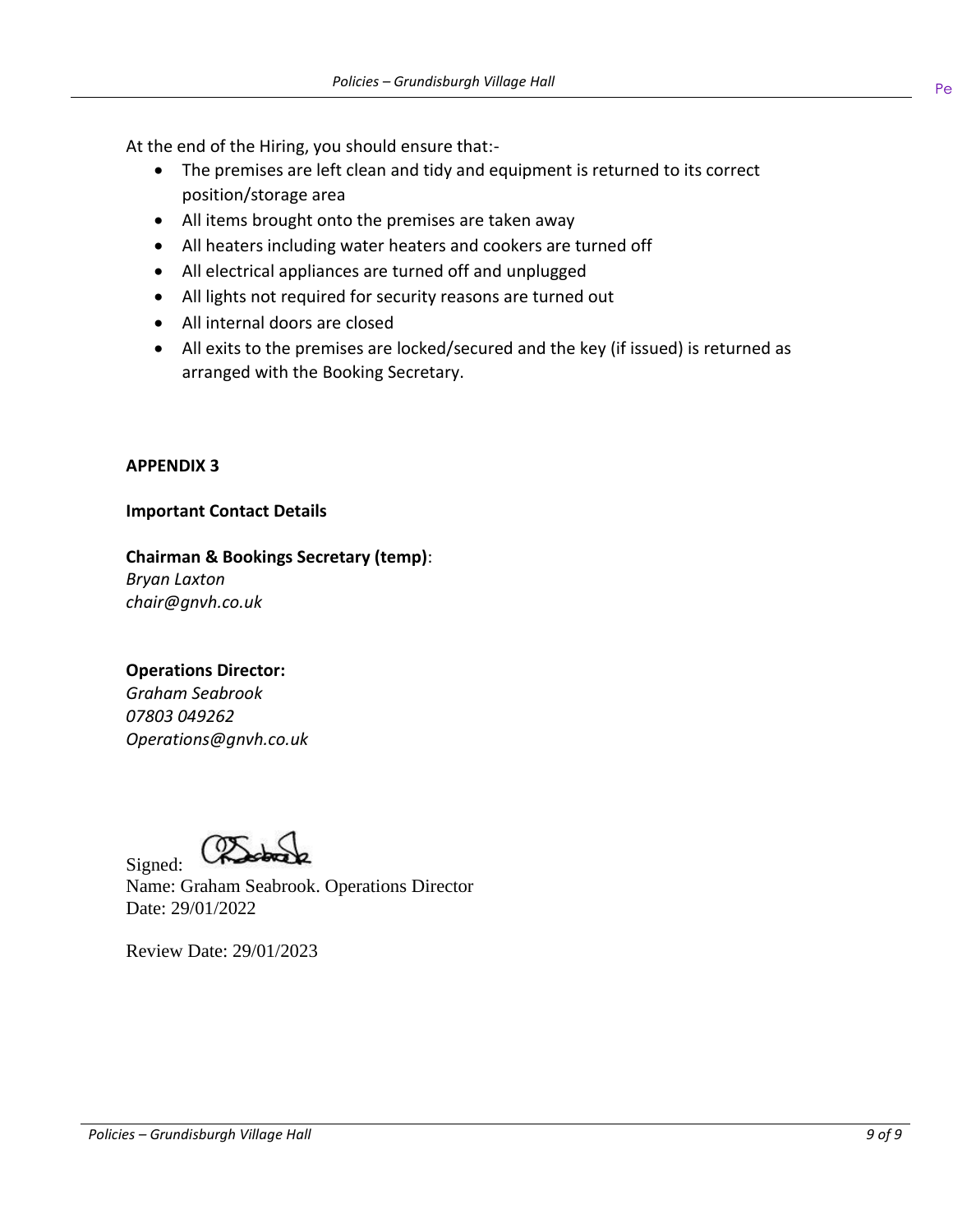At the end of the Hiring, you should ensure that:-

- The premises are left clean and tidy and equipment is returned to its correct position/storage area
- All items brought onto the premises are taken away
- All heaters including water heaters and cookers are turned off
- All electrical appliances are turned off and unplugged
- All lights not required for security reasons are turned out
- All internal doors are closed
- All exits to the premises are locked/secured and the key (if issued) is returned as arranged with the Booking Secretary.

**APPENDIX 3**

**Important Contact Details**

**Chairman & Bookings Secretary (temp)**:
*Bryan Laxton*
*chair@gnvh.co.uk*

**Operations Director:**
*Graham Seabrook*
*07803 049262*
*Operations@gnvh.co.uk*

Signed:
Name: Graham Seabrook. Operations Director
Date: 29/01/2022

Review Date: 29/01/2023